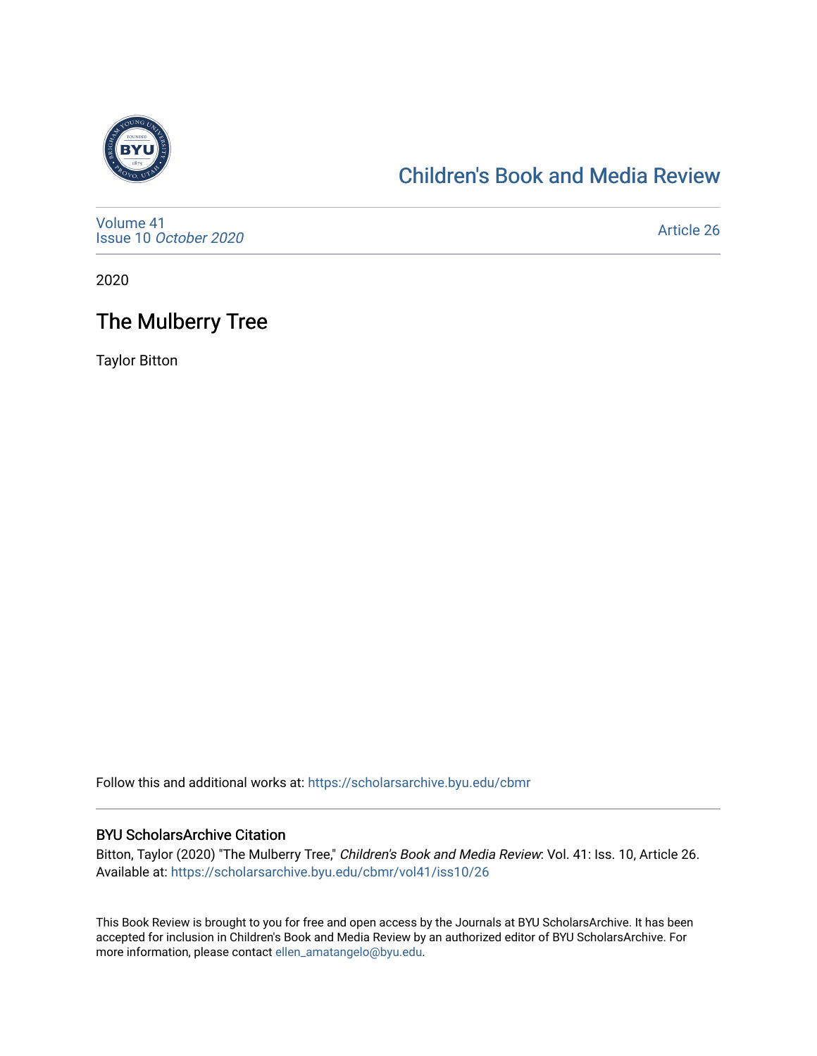Children's Book and Media Review

Volume 41
Issue 10 *October 2020*

Article 26

2020

# The Mulberry Tree

Taylor Bitton

Follow this and additional works at: https://scholarsarchive.byu.edu/cbmr

## BYU ScholarsArchive Citation

Bitton, Taylor (2020) "The Mulberry Tree," *Children's Book and Media Review*: Vol. 41: Iss. 10, Article 26.
Available at: https://scholarsarchive.byu.edu/cbmr/vol41/iss10/26

This Book Review is brought to you for free and open access by the Journals at BYU ScholarsArchive. It has been accepted for inclusion in Children's Book and Media Review by an authorized editor of BYU ScholarsArchive. For more information, please contact ellen_amatangelo@byu.edu.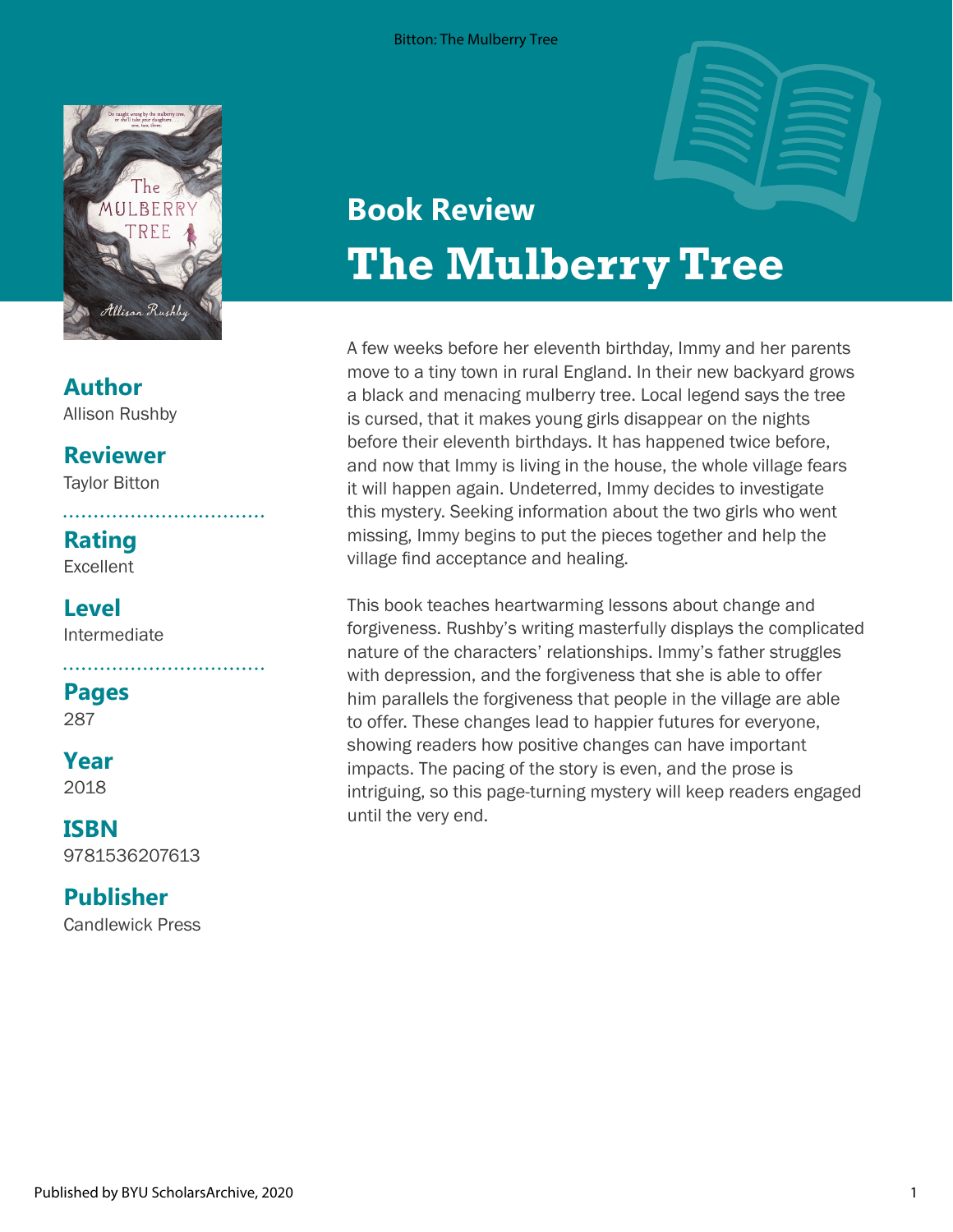# Book Review

## The Mulberry Tree

**Author**
Allison Rushby

**Reviewer**
Taylor Bitton

**Rating**
Excellent

**Level**
Intermediate

**Pages**
287

**Year**
2018

**ISBN**
9781536207613

**Publisher**
Candlewick Press

A few weeks before her eleventh birthday, Immy and her parents move to a tiny town in rural England. In their new backyard grows a black and menacing mulberry tree. Local legend says the tree is cursed, that it makes young girls disappear on the nights before their eleventh birthdays. It has happened twice before, and now that Immy is living in the house, the whole village fears it will happen again. Undeterred, Immy decides to investigate this mystery. Seeking information about the two girls who went missing, Immy begins to put the pieces together and help the village find acceptance and healing.

This book teaches heartwarming lessons about change and forgiveness. Rushby's writing masterfully displays the complicated nature of the characters' relationships. Immy's father struggles with depression, and the forgiveness that she is able to offer him parallels the forgiveness that people in the village are able to offer. These changes lead to happier futures for everyone, showing readers how positive changes can have important impacts. The pacing of the story is even, and the prose is intriguing, so this page-turning mystery will keep readers engaged until the very end.